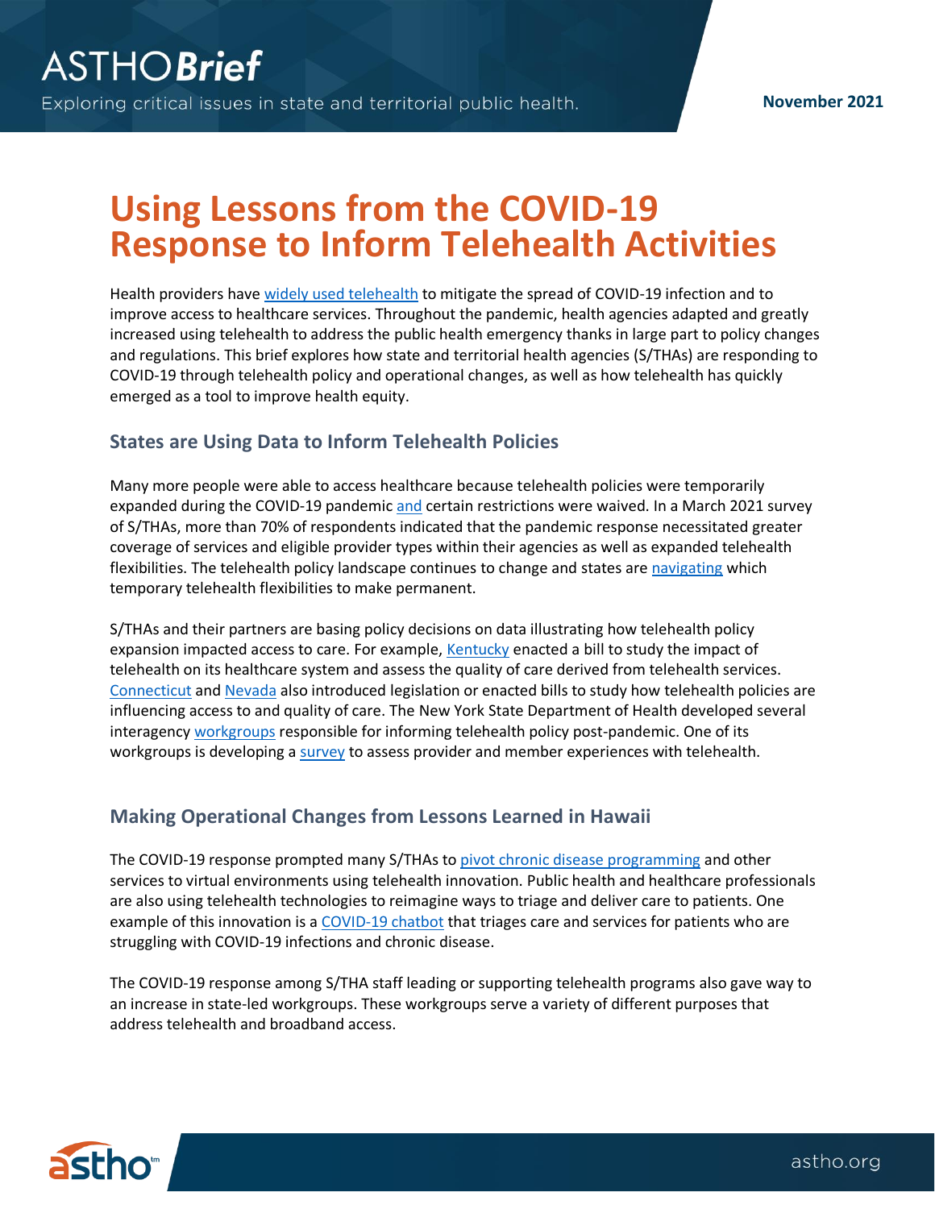# Using Lessons from the COVID-19 Response to Inform Telehealth Activities

Health providers have widely used telehealth to mitigate the spread of COVID-19 infection and to improve access to healthcare services. Throughout the pandemic, health agencies adapted and greatly increased using telehealth to address the public health emergency thanks in large part to policy changes and regulations. This brief explores how state and territorial health agencies (S/THAs) are responding to COVID-19 through telehealth policy and operational changes, as well as how telehealth has quickly emerged as a tool to improve health equity.

## States are Using Data to Inform Telehealth Policies

Many more people were able to access healthcare because telehealth policies were temporarily expanded during the COVID-19 pandemic and certain restrictions were waived. In a March 2021 survey of S/THAs, more than 70% of respondents indicated that the pandemic response necessitated greater coverage of services and eligible provider types within their agencies as well as expanded telehealth flexibilities. The telehealth policy landscape continues to change and states are navigating which temporary telehealth flexibilities to make permanent.

S/THAs and their partners are basing policy decisions on data illustrating how telehealth policy expansion impacted access to care. For example, Kentucky enacted a bill to study the impact of telehealth on its healthcare system and assess the quality of care derived from telehealth services. Connecticut and Nevada also introduced legislation or enacted bills to study how telehealth policies are influencing access to and quality of care. The New York State Department of Health developed several interagency workgroups responsible for informing telehealth policy post-pandemic. One of its workgroups is developing a survey to assess provider and member experiences with telehealth.

## Making Operational Changes from Lessons Learned in Hawaii

The COVID-19 response prompted many S/THAs to pivot chronic disease programming and other services to virtual environments using telehealth innovation. Public health and healthcare professionals are also using telehealth technologies to reimagine ways to triage and deliver care to patients. One example of this innovation is a COVID-19 chatbot that triages care and services for patients who are struggling with COVID-19 infections and chronic disease.

The COVID-19 response among S/THA staff leading or supporting telehealth programs also gave way to an increase in state-led workgroups. These workgroups serve a variety of different purposes that address telehealth and broadband access.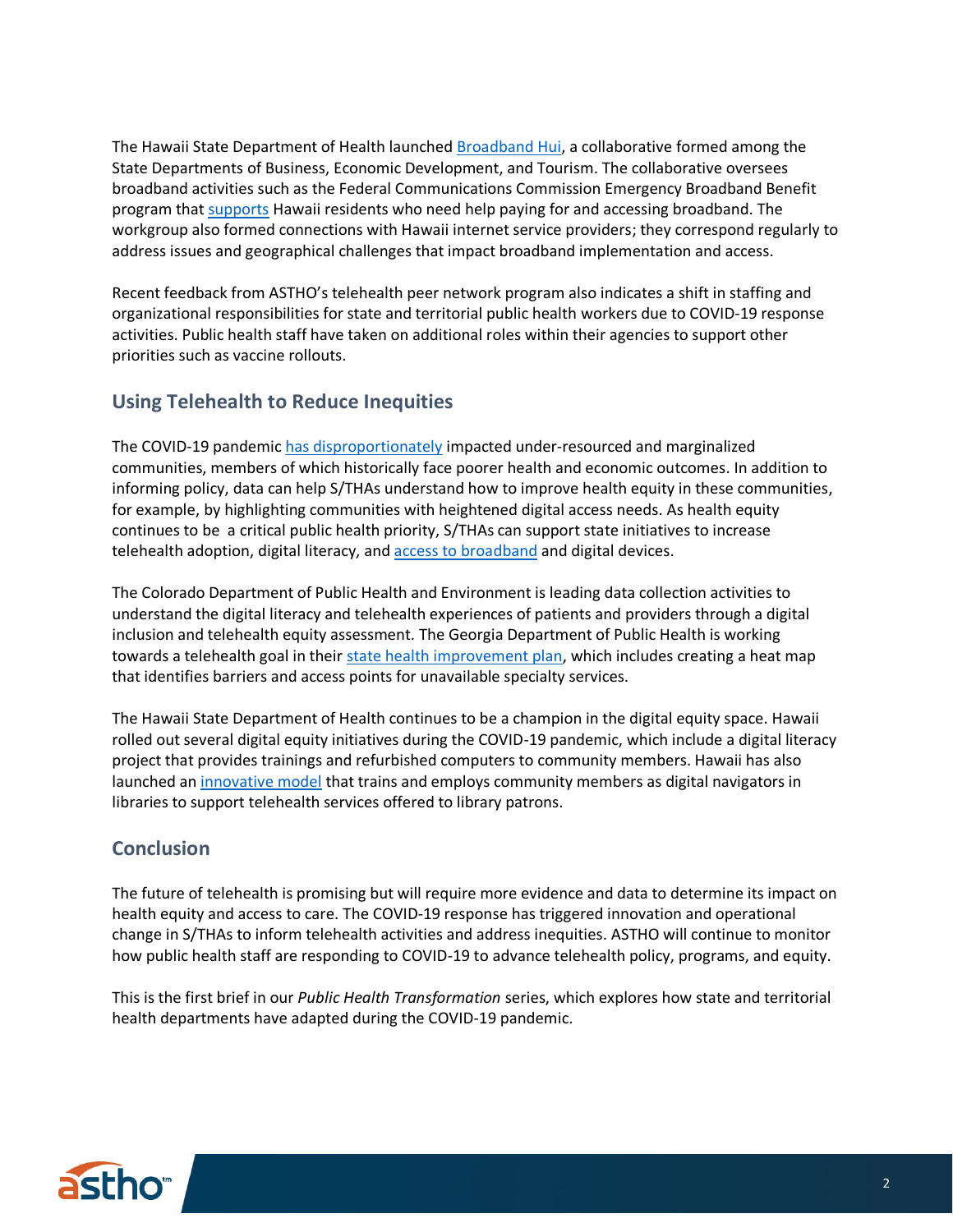The Hawaii State Department of Health launched Broadband Hui, a collaborative formed among the State Departments of Business, Economic Development, and Tourism. The collaborative oversees broadband activities such as the Federal Communications Commission Emergency Broadband Benefit program that supports Hawaii residents who need help paying for and accessing broadband. The workgroup also formed connections with Hawaii internet service providers; they correspond regularly to address issues and geographical challenges that impact broadband implementation and access.

Recent feedback from ASTHO's telehealth peer network program also indicates a shift in staffing and organizational responsibilities for state and territorial public health workers due to COVID-19 response activities. Public health staff have taken on additional roles within their agencies to support other priorities such as vaccine rollouts.

## Using Telehealth to Reduce Inequities

The COVID-19 pandemic has disproportionately impacted under-resourced and marginalized communities, members of which historically face poorer health and economic outcomes. In addition to informing policy, data can help S/THAs understand how to improve health equity in these communities, for example, by highlighting communities with heightened digital access needs. As health equity continues to be a critical public health priority, S/THAs can support state initiatives to increase telehealth adoption, digital literacy, and access to broadband and digital devices.

The Colorado Department of Public Health and Environment is leading data collection activities to understand the digital literacy and telehealth experiences of patients and providers through a digital inclusion and telehealth equity assessment. The Georgia Department of Public Health is working towards a telehealth goal in their state health improvement plan, which includes creating a heat map that identifies barriers and access points for unavailable specialty services.

The Hawaii State Department of Health continues to be a champion in the digital equity space. Hawaii rolled out several digital equity initiatives during the COVID-19 pandemic, which include a digital literacy project that provides trainings and refurbished computers to community members. Hawaii has also launched an innovative model that trains and employs community members as digital navigators in libraries to support telehealth services offered to library patrons.

## Conclusion

The future of telehealth is promising but will require more evidence and data to determine its impact on health equity and access to care. The COVID-19 response has triggered innovation and operational change in S/THAs to inform telehealth activities and address inequities. ASTHO will continue to monitor how public health staff are responding to COVID-19 to advance telehealth policy, programs, and equity.

This is the first brief in our *Public Health Transformation* series, which explores how state and territorial health departments have adapted during the COVID-19 pandemic.